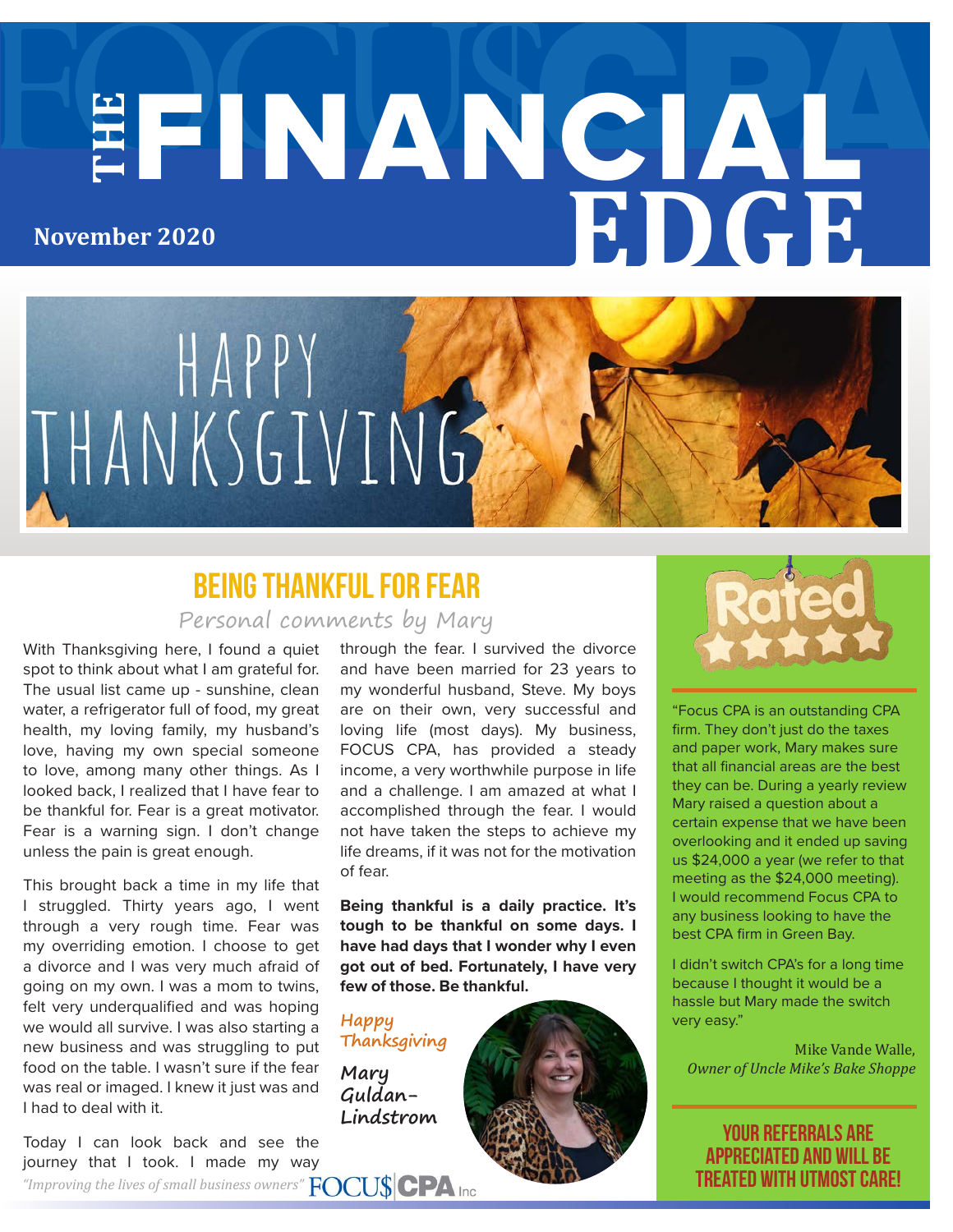# THE FINANCIAL EDGE

**November 2020**

HAPPY THANKSGIVING

## BEING THANKFUL FOR FEAR

*Personal comments by Mary*

With Thanksgiving here, I found a quiet spot to think about what I am grateful for. The usual list came up - sunshine, clean water, a refrigerator full of food, my great health, my loving family, my husband's love, having my own special someone to love, among many other things. As I looked back, I realized that I have fear to be thankful for. Fear is a great motivator. Fear is a warning sign. I don't change unless the pain is great enough.

This brought back a time in my life that I struggled. Thirty years ago, I went through a very rough time. Fear was my overriding emotion. I choose to get a divorce and I was very much afraid of going on my own. I was a mom to twins, felt very underqualified and was hoping we would all survive. I was also starting a new business and was struggling to put food on the table. I wasn't sure if the fear was real or imaged. I knew it just was and I had to deal with it.

Today I can look back and see the journey that I took. I made my way through the fear. I survived the divorce and have been married for 23 years to my wonderful husband, Steve. My boys are on their own, very successful and loving life (most days). My business, FOCUS CPA, has provided a steady income, a very worthwhile purpose in life and a challenge. I am amazed at what I accomplished through the fear. I would not have taken the steps to achieve my life dreams, if it was not for the motivation of fear.

**Being thankful is a daily practice. It's tough to be thankful on some days. I have had days that I wonder why I even got out of bed. Fortunately, I have very few of those. Be thankful.**

*Happy Thanksgiving*

**Mary Guldan-Lindstrom**

Rated ★★★★★

"Focus CPA is an outstanding CPA firm. They don't just do the taxes and paper work, Mary makes sure that all financial areas are the best they can be. During a yearly review Mary raised a question about a certain expense that we have been overlooking and it ended up saving us $24,000 a year (we refer to that meeting as the $24,000 meeting). I would recommend Focus CPA to any business looking to have the best CPA firm in Green Bay.

I didn't switch CPA's for a long time because I thought it would be a hassle but Mary made the switch very easy."

Mike Vande Walle,
*Owner of Uncle Mike's Bake Shoppe*

**YOUR REFERRALS ARE APPRECIATED AND WILL BE TREATED WITH UTMOST CARE!**

*"Improving the lives of small business owners"* FOCU$ CPA Inc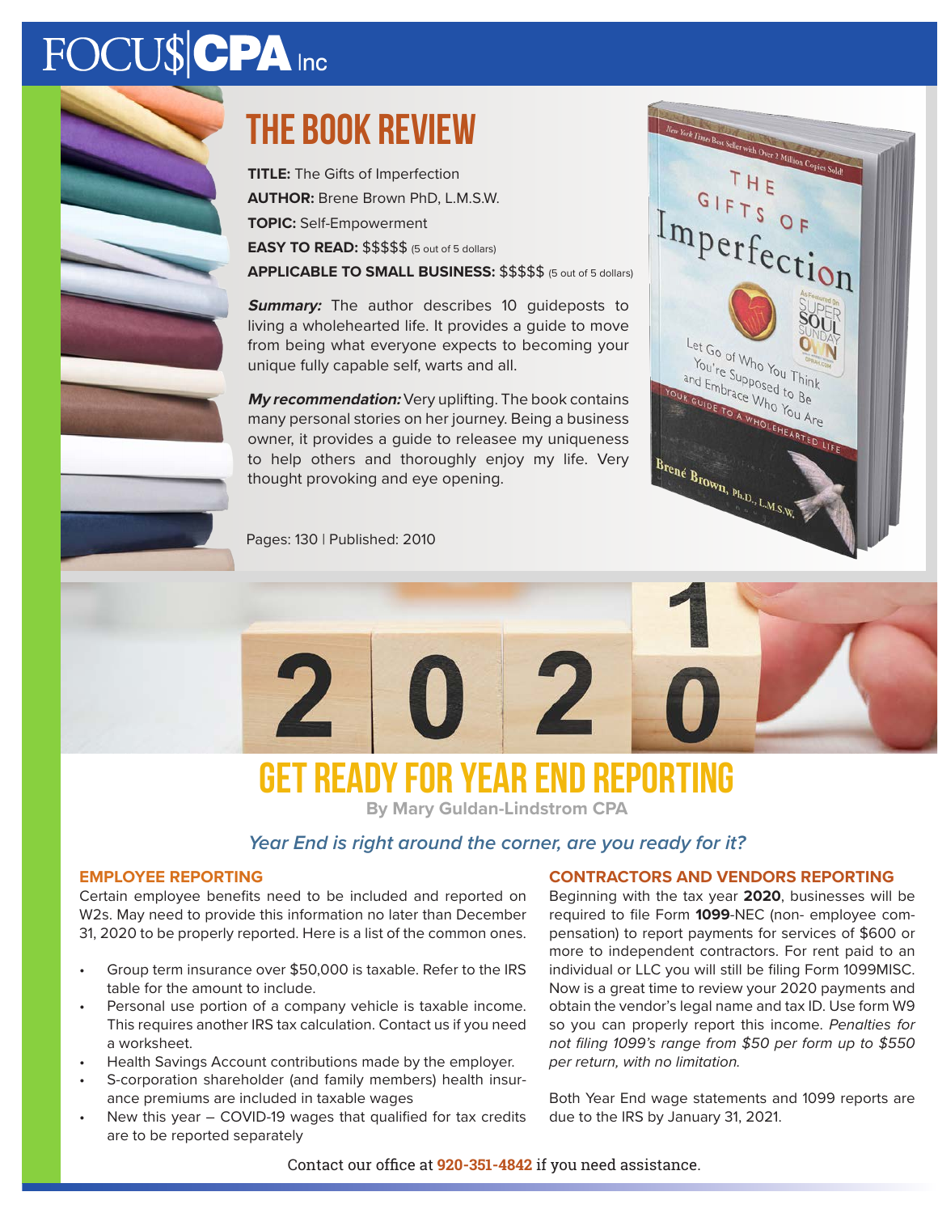FOCU$|CPA Inc

# THE BOOK REVIEW

**TITLE:** The Gifts of Imperfection

**AUTHOR:** Brene Brown PhD, L.M.S.W.

**TOPIC:** Self-Empowerment

**EASY TO READ:** $$$$$ (5 out of 5 dollars)

**APPLICABLE TO SMALL BUSINESS:** $$$$$ (5 out of 5 dollars)

***Summary:*** The author describes 10 guideposts to living a wholehearted life. It provides a guide to move from being what everyone expects to becoming your unique fully capable self, warts and all.

***My recommendation:*** Very uplifting. The book contains many personal stories on her journey. Being a business owner, it provides a guide to releasee my uniqueness to help others and thoroughly enjoy my life. Very thought provoking and eye opening.

Pages: 130 | Published: 2010

# GET READY FOR YEAR END REPORTING

**By Mary Guldan-Lindstrom CPA**

*Year End is right around the corner, are you ready for it?*

### EMPLOYEE REPORTING

Certain employee benefits need to be included and reported on W2s. May need to provide this information no later than December 31, 2020 to be properly reported. Here is a list of the common ones.

- Group term insurance over $50,000 is taxable. Refer to the IRS table for the amount to include.
- Personal use portion of a company vehicle is taxable income. This requires another IRS tax calculation. Contact us if you need a worksheet.
- Health Savings Account contributions made by the employer.
- S-corporation shareholder (and family members) health insurance premiums are included in taxable wages
- New this year – COVID-19 wages that qualified for tax credits are to be reported separately

### CONTRACTORS AND VENDORS REPORTING

Beginning with the tax year **2020**, businesses will be required to file Form **1099**-NEC (non- employee compensation) to report payments for services of $600 or more to independent contractors. For rent paid to an individual or LLC you will still be filing Form 1099MISC. Now is a great time to review your 2020 payments and obtain the vendor's legal name and tax ID. Use form W9 so you can properly report this income. *Penalties for not filing 1099's range from $50 per form up to $550 per return, with no limitation.*

Both Year End wage statements and 1099 reports are due to the IRS by January 31, 2021.

Contact our office at **920-351-4842** if you need assistance.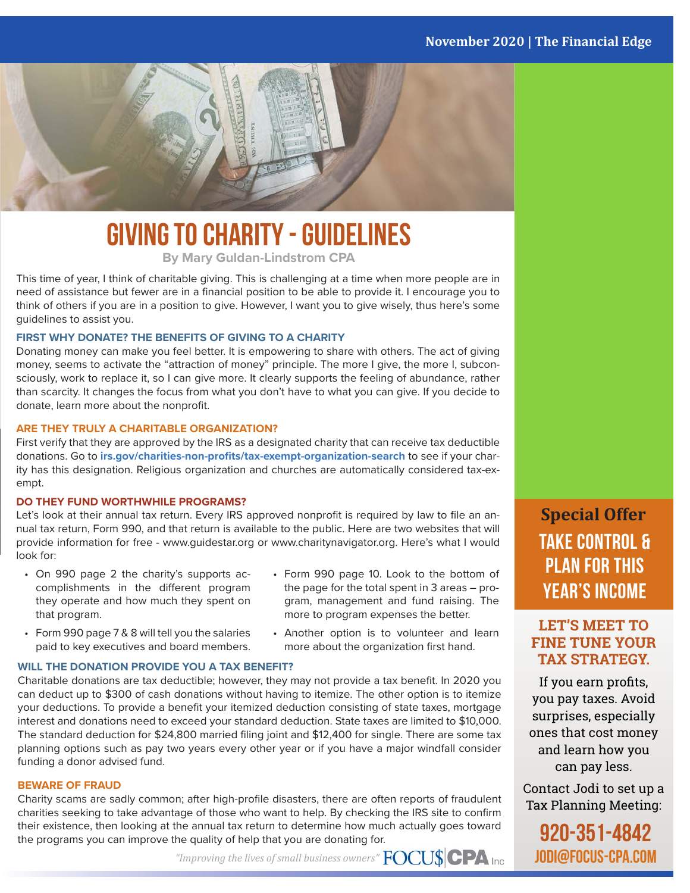# GIVING TO CHARITY - GUIDELINES

**By Mary Guldan-Lindstrom CPA**

This time of year, I think of charitable giving. This is challenging at a time when more people are in need of assistance but fewer are in a financial position to be able to provide it. I encourage you to think of others if you are in a position to give. However, I want you to give wisely, thus here's some guidelines to assist you.

### FIRST WHY DONATE? THE BENEFITS OF GIVING TO A CHARITY

Donating money can make you feel better. It is empowering to share with others. The act of giving money, seems to activate the "attraction of money" principle. The more I give, the more I, subconsciously, work to replace it, so I can give more. It clearly supports the feeling of abundance, rather than scarcity. It changes the focus from what you don't have to what you can give. If you decide to donate, learn more about the nonprofit.

### ARE THEY TRULY A CHARITABLE ORGANIZATION?

First verify that they are approved by the IRS as a designated charity that can receive tax deductible donations. Go to **irs.gov/charities-non-profits/tax-exempt-organization-search** to see if your charity has this designation. Religious organization and churches are automatically considered tax-exempt.

### DO THEY FUND WORTHWHILE PROGRAMS?

Let's look at their annual tax return. Every IRS approved nonprofit is required by law to file an annual tax return, Form 990, and that return is available to the public. Here are two websites that will provide information for free - www.guidestar.org or www.charitynavigator.org. Here's what I would look for:

- On 990 page 2 the charity's supports accomplishments in the different program they operate and how much they spent on that program.
- Form 990 page 7 & 8 will tell you the salaries paid to key executives and board members.
- Form 990 page 10. Look to the bottom of the page for the total spent in 3 areas – program, management and fund raising. The more to program expenses the better.
- Another option is to volunteer and learn more about the organization first hand.

### WILL THE DONATION PROVIDE YOU A TAX BENEFIT?

Charitable donations are tax deductible; however, they may not provide a tax benefit. In 2020 you can deduct up to $300 of cash donations without having to itemize. The other option is to itemize your deductions. To provide a benefit your itemized deduction consisting of state taxes, mortgage interest and donations need to exceed your standard deduction. State taxes are limited to $10,000. The standard deduction for $24,800 married filing joint and $12,400 for single. There are some tax planning options such as pay two years every other year or if you have a major windfall consider funding a donor advised fund.

### BEWARE OF FRAUD

Charity scams are sadly common; after high-profile disasters, there are often reports of fraudulent charities seeking to take advantage of those who want to help. By checking the IRS site to confirm their existence, then looking at the annual tax return to determine how much actually goes toward the programs you can improve the quality of help that you are donating for.

*"Improving the lives of small business owners"* FOCU$ CPA Inc

---

## Special Offer

## TAKE CONTROL & PLAN FOR THIS YEAR'S INCOME

### LET'S MEET TO FINE TUNE YOUR TAX STRATEGY.

If you earn profits, you pay taxes. Avoid surprises, especially ones that cost money and learn how you can pay less.

Contact Jodi to set up a Tax Planning Meeting:

**920-351-4842**
**JODI@FOCUS-CPA.COM**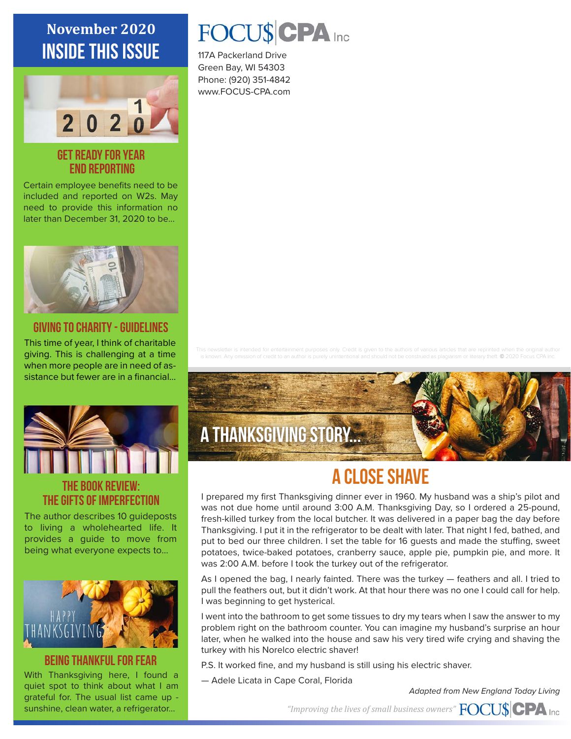# November 2020
## INSIDE THIS ISSUE

### GET READY FOR YEAR END REPORTING

Certain employee benefits need to be included and reported on W2s. May need to provide this information no later than December 31, 2020 to be...

### GIVING TO CHARITY - GUIDELINES

This time of year, I think of charitable giving. This is challenging at a time when more people are in need of assistance but fewer are in a financial...

### THE BOOK REVIEW: THE GIFTS OF IMPERFECTION

The author describes 10 guideposts to living a wholehearted life. It provides a guide to move from being what everyone expects to...

### BEING THANKFUL FOR FEAR

With Thanksgiving here, I found a quiet spot to think about what I am grateful for. The usual list came up - sunshine, clean water, a refrigerator...

FOCU$|CPA Inc

117A Packerland Drive
Green Bay, WI 54303
Phone: (920) 351-4842
www.FOCUS-CPA.com

This newsletter is intended for entertainment purposes only. Credit is given to the authors of various articles that are reprinted when the original author is known. Any omission of credit to an author is purely unintentional and should not be construed as plagiarism or literary theft. © 2020 Focus CPA Inc.

# A THANKSGIVING STORY...

## A CLOSE SHAVE

I prepared my first Thanksgiving dinner ever in 1960. My husband was a ship's pilot and was not due home until around 3:00 A.M. Thanksgiving Day, so I ordered a 25-pound, fresh-killed turkey from the local butcher. It was delivered in a paper bag the day before Thanksgiving. I put it in the refrigerator to be dealt with later. That night I fed, bathed, and put to bed our three children. I set the table for 16 guests and made the stuffing, sweet potatoes, twice-baked potatoes, cranberry sauce, apple pie, pumpkin pie, and more. It was 2:00 A.M. before I took the turkey out of the refrigerator.

As I opened the bag, I nearly fainted. There was the turkey — feathers and all. I tried to pull the feathers out, but it didn't work. At that hour there was no one I could call for help. I was beginning to get hysterical.

I went into the bathroom to get some tissues to dry my tears when I saw the answer to my problem right on the bathroom counter. You can imagine my husband's surprise an hour later, when he walked into the house and saw his very tired wife crying and shaving the turkey with his Norelco electric shaver!

P.S. It worked fine, and my husband is still using his electric shaver.

— Adele Licata in Cape Coral, Florida

*Adapted from New England Today Living*

*"Improving the lives of small business owners"* FOCU$|CPA Inc